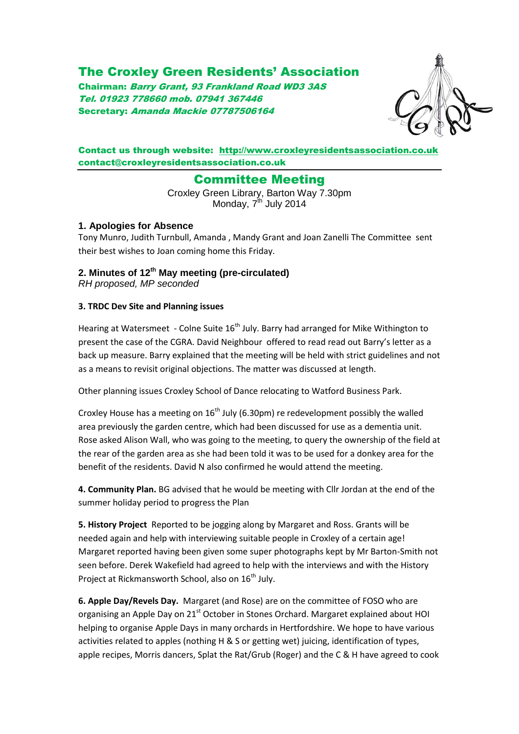# The Croxley Green Residents' Association

**Chairman:** ***Barry Grant, 93 Frankland Road WD3 3AS***
***Tel. 01923 778660 mob. 07941 367446***
**Secretary:** ***Amanda Mackie 07787506164***

**Contact us through website: [http://www.croxleyresidentsassociation.co.uk](http://www.croxleyresidentsassociation.co.uk)**
**contact@croxleyresidentsassociation.co.uk**

## Committee Meeting

Croxley Green Library, Barton Way 7.30pm
Monday, 7th July 2014

### 1. Apologies for Absence

Tony Munro, Judith Turnbull, Amanda , Mandy Grant and Joan Zanelli The Committee sent their best wishes to Joan coming home this Friday.

### 2. Minutes of 12th May meeting (pre-circulated)

*RH proposed, MP seconded*

**3. TRDC Dev Site and Planning issues**

Hearing at Watersmeet - Colne Suite 16th July. Barry had arranged for Mike Withington to present the case of the CGRA. David Neighbour offered to read read out Barry's letter as a back up measure. Barry explained that the meeting will be held with strict guidelines and not as a means to revisit original objections. The matter was discussed at length.

Other planning issues Croxley School of Dance relocating to Watford Business Park.

Croxley House has a meeting on 16th July (6.30pm) re redevelopment possibly the walled area previously the garden centre, which had been discussed for use as a dementia unit. Rose asked Alison Wall, who was going to the meeting, to query the ownership of the field at the rear of the garden area as she had been told it was to be used for a donkey area for the benefit of the residents. David N also confirmed he would attend the meeting.

**4. Community Plan.** BG advised that he would be meeting with Cllr Jordan at the end of the summer holiday period to progress the Plan

**5. History Project** Reported to be jogging along by Margaret and Ross. Grants will be needed again and help with interviewing suitable people in Croxley of a certain age! Margaret reported having been given some super photographs kept by Mr Barton-Smith not seen before. Derek Wakefield had agreed to help with the interviews and with the History Project at Rickmansworth School, also on 16th July.

**6. Apple Day/Revels Day.** Margaret (and Rose) are on the committee of FOSO who are organising an Apple Day on 21st October in Stones Orchard. Margaret explained about HOI helping to organise Apple Days in many orchards in Hertfordshire. We hope to have various activities related to apples (nothing H & S or getting wet) juicing, identification of types, apple recipes, Morris dancers, Splat the Rat/Grub (Roger) and the C & H have agreed to cook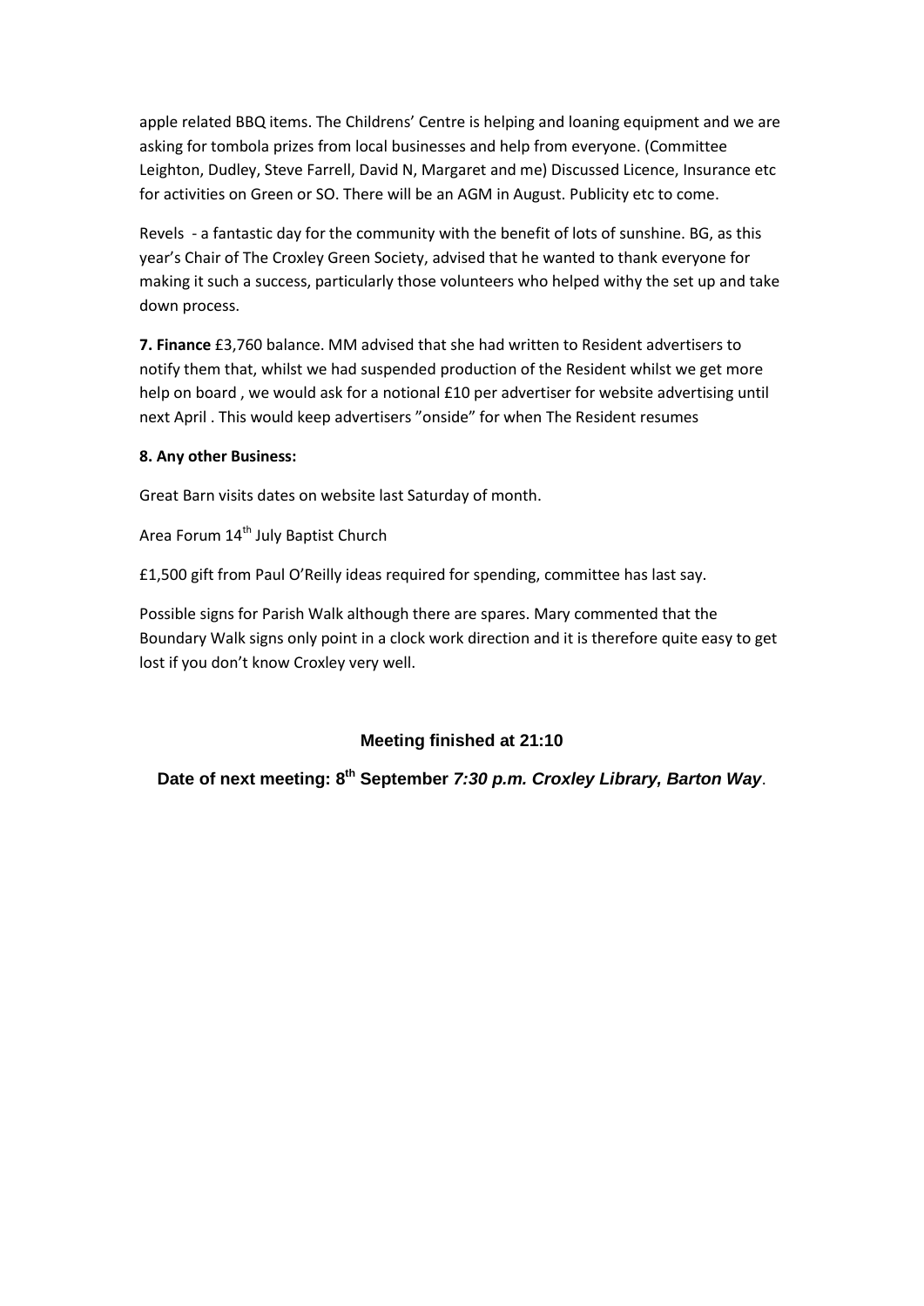apple related BBQ items. The Childrens' Centre is helping and loaning equipment and we are asking for tombola prizes from local businesses and help from everyone. (Committee Leighton, Dudley, Steve Farrell, David N, Margaret and me) Discussed Licence, Insurance etc for activities on Green or SO. There will be an AGM in August. Publicity etc to come.

Revels - a fantastic day for the community with the benefit of lots of sunshine. BG, as this year's Chair of The Croxley Green Society, advised that he wanted to thank everyone for making it such a success, particularly those volunteers who helped withy the set up and take down process.

**7. Finance** £3,760 balance. MM advised that she had written to Resident advertisers to notify them that, whilst we had suspended production of the Resident whilst we get more help on board , we would ask for a notional £10 per advertiser for website advertising until next April . This would keep advertisers "onside" for when The Resident resumes

**8. Any other Business:**

Great Barn visits dates on website last Saturday of month.

Area Forum 14th July Baptist Church

£1,500 gift from Paul O'Reilly ideas required for spending, committee has last say.

Possible signs for Parish Walk although there are spares. Mary commented that the Boundary Walk signs only point in a clock work direction and it is therefore quite easy to get lost if you don't know Croxley very well.

**Meeting finished at 21:10**

**Date of next meeting: 8th September *7:30 p.m. Croxley Library, Barton Way*.**